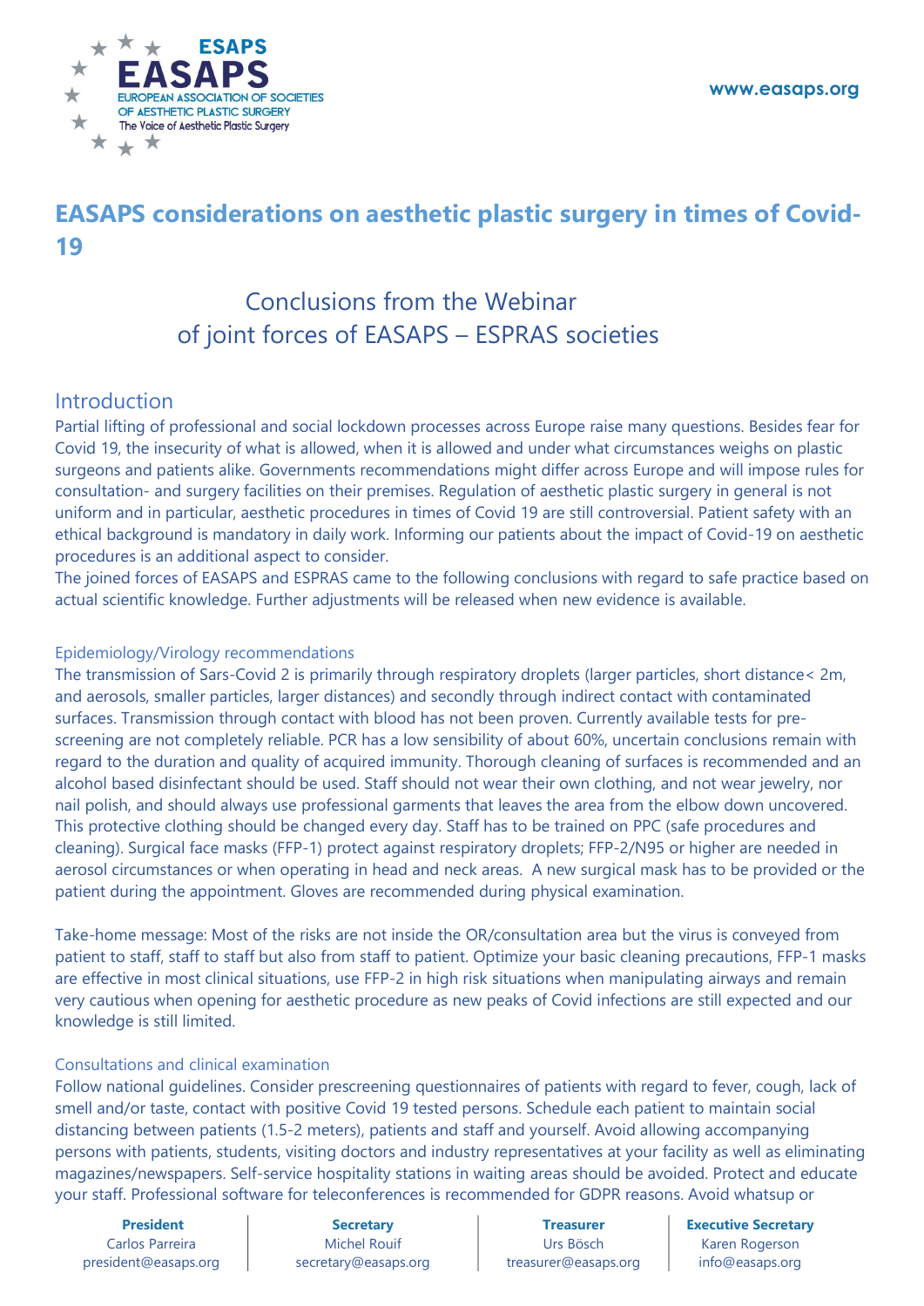# EASAPS considerations on aesthetic plastic surgery in times of Covid-19

## Conclusions from the Webinar of joint forces of EASAPS – ESPRAS societies

## Introduction

Partial lifting of professional and social lockdown processes across Europe raise many questions. Besides fear for Covid 19, the insecurity of what is allowed, when it is allowed and under what circumstances weighs on plastic surgeons and patients alike. Governments recommendations might differ across Europe and will impose rules for consultation- and surgery facilities on their premises. Regulation of aesthetic plastic surgery in general is not uniform and in particular, aesthetic procedures in times of Covid 19 are still controversial. Patient safety with an ethical background is mandatory in daily work. Informing our patients about the impact of Covid-19 on aesthetic procedures is an additional aspect to consider.

The joined forces of EASAPS and ESPRAS came to the following conclusions with regard to safe practice based on actual scientific knowledge. Further adjustments will be released when new evidence is available.

### Epidemiology/Virology recommendations

The transmission of Sars-Covid 2 is primarily through respiratory droplets (larger particles, short distance< 2m, and aerosols, smaller particles, larger distances) and secondly through indirect contact with contaminated surfaces. Transmission through contact with blood has not been proven. Currently available tests for pre-screening are not completely reliable. PCR has a low sensibility of about 60%, uncertain conclusions remain with regard to the duration and quality of acquired immunity. Thorough cleaning of surfaces is recommended and an alcohol based disinfectant should be used. Staff should not wear their own clothing, and not wear jewelry, nor nail polish, and should always use professional garments that leaves the area from the elbow down uncovered. This protective clothing should be changed every day. Staff has to be trained on PPC (safe procedures and cleaning). Surgical face masks (FFP-1) protect against respiratory droplets; FFP-2/N95 or higher are needed in aerosol circumstances or when operating in head and neck areas. A new surgical mask has to be provided or the patient during the appointment. Gloves are recommended during physical examination.

Take-home message: Most of the risks are not inside the OR/consultation area but the virus is conveyed from patient to staff, staff to staff but also from staff to patient. Optimize your basic cleaning precautions, FFP-1 masks are effective in most clinical situations, use FFP-2 in high risk situations when manipulating airways and remain very cautious when opening for aesthetic procedure as new peaks of Covid infections are still expected and our knowledge is still limited.

### Consultations and clinical examination

Follow national guidelines. Consider prescreening questionnaires of patients with regard to fever, cough, lack of smell and/or taste, contact with positive Covid 19 tested persons. Schedule each patient to maintain social distancing between patients (1.5-2 meters), patients and staff and yourself. Avoid allowing accompanying persons with patients, students, visiting doctors and industry representatives at your facility as well as eliminating magazines/newspapers. Self-service hospitality stations in waiting areas should be avoided. Protect and educate your staff. Professional software for teleconferences is recommended for GDPR reasons. Avoid whatsup or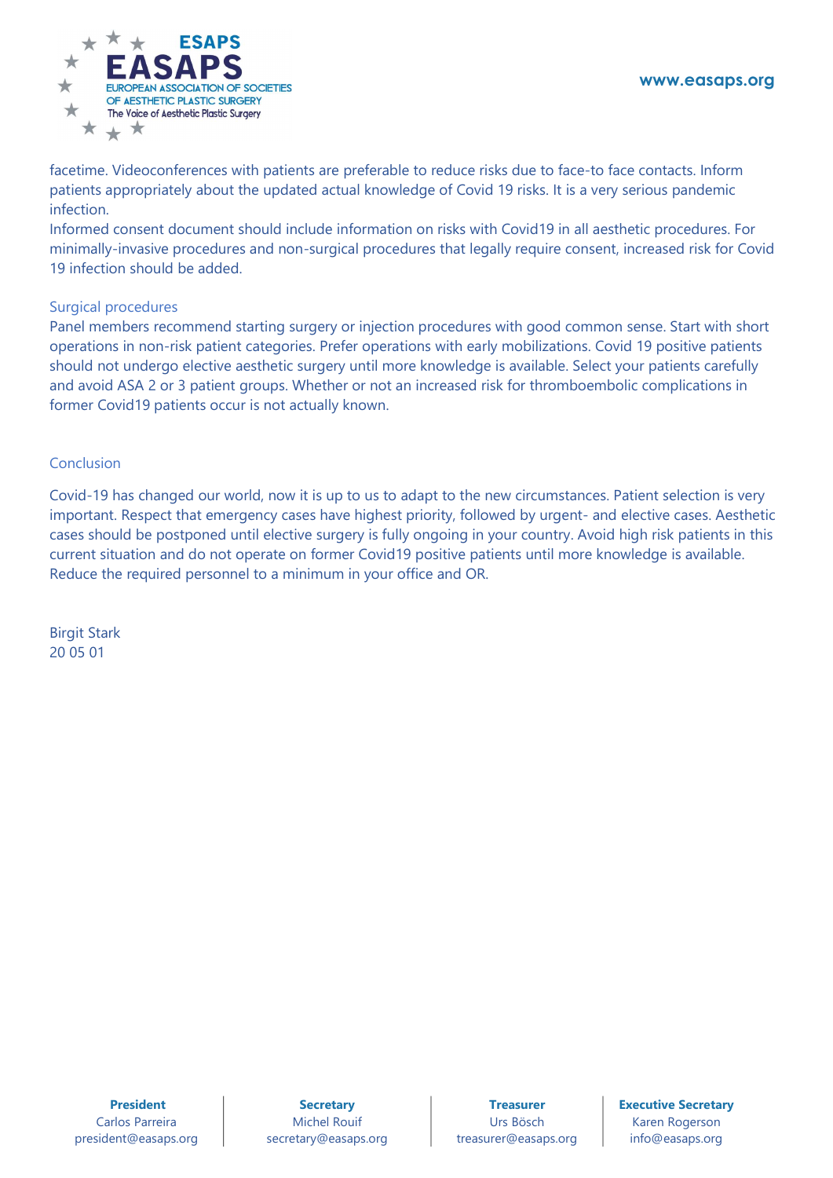facetime. Videoconferences with patients are preferable to reduce risks due to face-to face contacts. Inform patients appropriately about the updated actual knowledge of Covid 19 risks. It is a very serious pandemic infection.

Informed consent document should include information on risks with Covid19 in all aesthetic procedures. For minimally-invasive procedures and non-surgical procedures that legally require consent, increased risk for Covid 19 infection should be added.

## Surgical procedures

Panel members recommend starting surgery or injection procedures with good common sense. Start with short operations in non-risk patient categories. Prefer operations with early mobilizations. Covid 19 positive patients should not undergo elective aesthetic surgery until more knowledge is available. Select your patients carefully and avoid ASA 2 or 3 patient groups. Whether or not an increased risk for thromboembolic complications in former Covid19 patients occur is not actually known.

## Conclusion

Covid-19 has changed our world, now it is up to us to adapt to the new circumstances. Patient selection is very important. Respect that emergency cases have highest priority, followed by urgent- and elective cases. Aesthetic cases should be postponed until elective surgery is fully ongoing in your country. Avoid high risk patients in this current situation and do not operate on former Covid19 positive patients until more knowledge is available. Reduce the required personnel to a minimum in your office and OR.

Birgit Stark
20 05 01